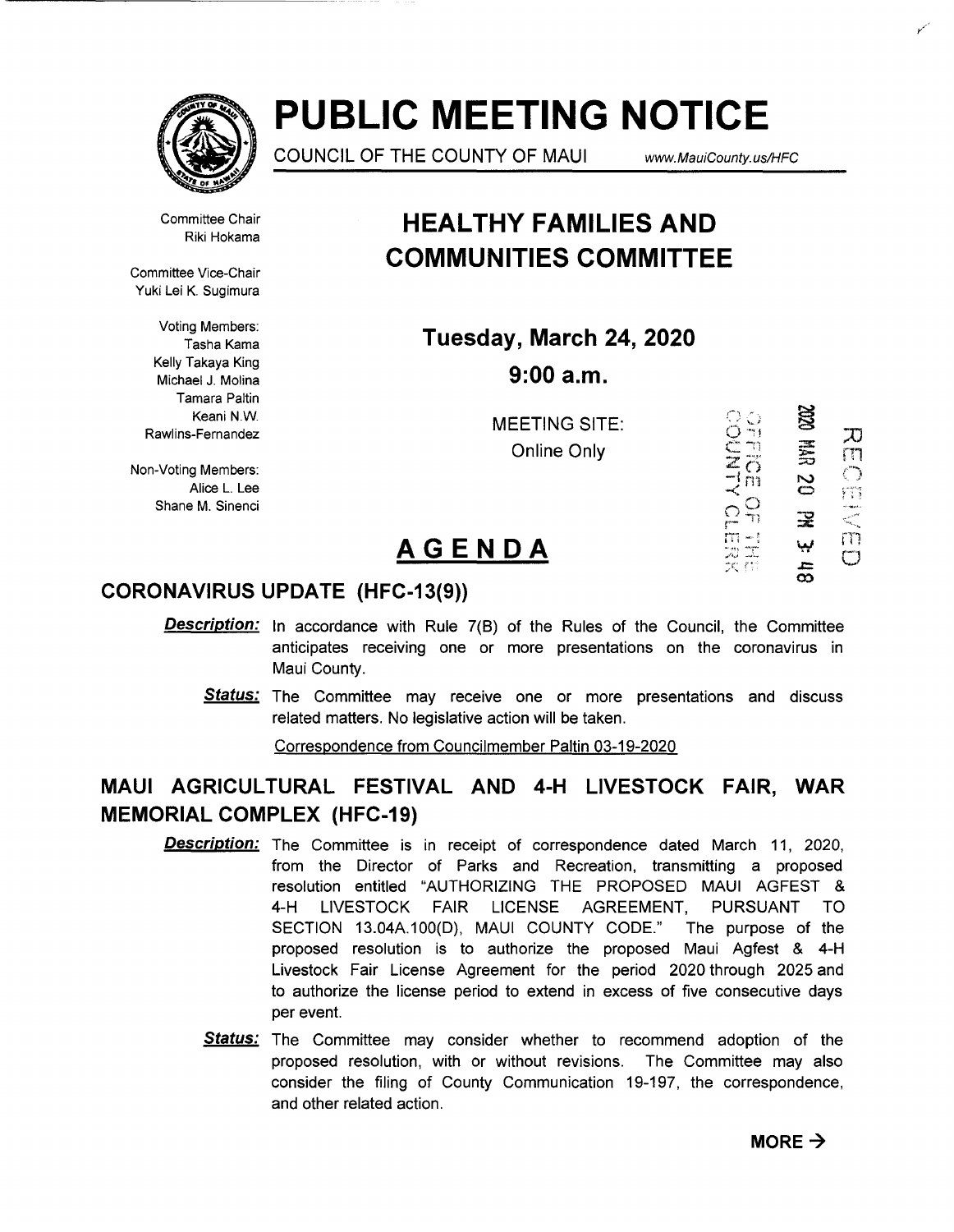# PUBLIC MEETING NOTICE

COUNCIL OF THE COUNTY OF MAUI www.MauiCounty.us/HFC

Committee Chair
Riki Hokama

Committee Vice-Chair
Yuki Lei K. Sugimura

Voting Members:
Tasha Kama
Kelly Takaya King
Michael J. Molina
Tamara Paltin
Keani N.W. Rawlins-Fernandez

Non-Voting Members:
Alice L. Lee
Shane M. Sinenci

## HEALTHY FAMILIES AND COMMUNITIES COMMITTEE

### Tuesday, March 24, 2020

### 9:00 a.m.

MEETING SITE:
Online Only

OFFICE OF THE COUNTY CLERK
2020 MAR 20 PM 3:48
RECEIVED

## AGENDA

### CORONAVIRUS UPDATE (HFC-13(9))

***Description:*** In accordance with Rule 7(B) of the Rules of the Council, the Committee anticipates receiving one or more presentations on the coronavirus in Maui County.

***Status:*** The Committee may receive one or more presentations and discuss related matters. No legislative action will be taken.

Correspondence from Councilmember Paltin 03-19-2020

### MAUI AGRICULTURAL FESTIVAL AND 4-H LIVESTOCK FAIR, WAR MEMORIAL COMPLEX (HFC-19)

***Description:*** The Committee is in receipt of correspondence dated March 11, 2020, from the Director of Parks and Recreation, transmitting a proposed resolution entitled "AUTHORIZING THE PROPOSED MAUI AGFEST & 4-H LIVESTOCK FAIR LICENSE AGREEMENT, PURSUANT TO SECTION 13.04A.100(D), MAUI COUNTY CODE." The purpose of the proposed resolution is to authorize the proposed Maui Agfest & 4-H Livestock Fair License Agreement for the period 2020 through 2025 and to authorize the license period to extend in excess of five consecutive days per event.

***Status:*** The Committee may consider whether to recommend adoption of the proposed resolution, with or without revisions. The Committee may also consider the filing of County Communication 19-197, the correspondence, and other related action.

**MORE →**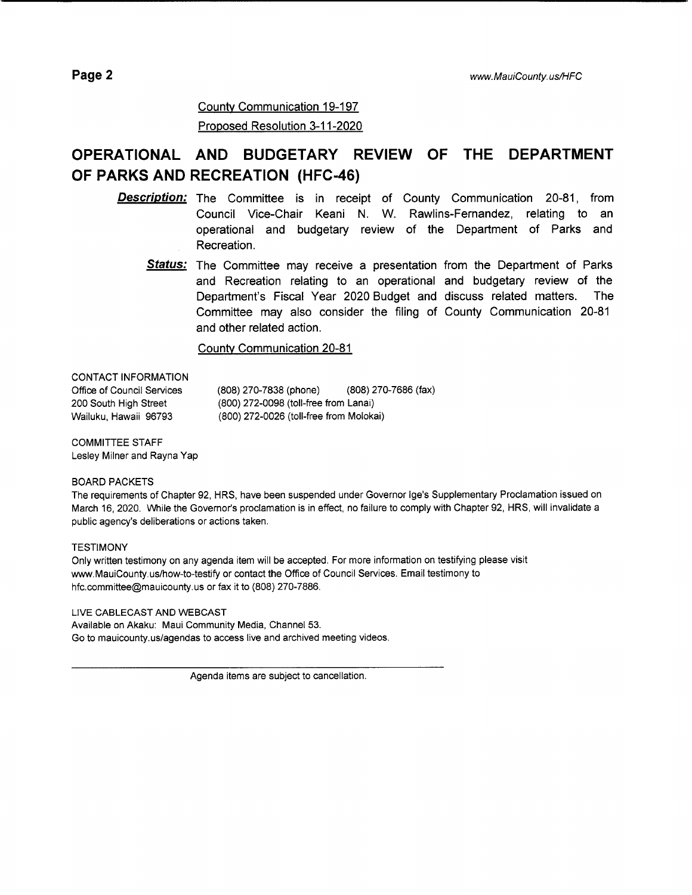County Communication 19-197

Proposed Resolution 3-11-2020

## OPERATIONAL AND BUDGETARY REVIEW OF THE DEPARTMENT OF PARKS AND RECREATION (HFC-46)

***Description:*** The Committee is in receipt of County Communication 20-81, from Council Vice-Chair Keani N. W. Rawlins-Fernandez, relating to an operational and budgetary review of the Department of Parks and Recreation.

***Status:*** The Committee may receive a presentation from the Department of Parks and Recreation relating to an operational and budgetary review of the Department's Fiscal Year 2020 Budget and discuss related matters. The Committee may also consider the filing of County Communication 20-81 and other related action.

County Communication 20-81

CONTACT INFORMATION

| | | |
|---|---|---|
| Office of Council Services | (808) 270-7838 (phone) | (808) 270-7686 (fax) |
| 200 South High Street | (800) 272-0098 (toll-free from Lanai) | |
| Wailuku, Hawaii 96793 | (800) 272-0026 (toll-free from Molokai) | |

COMMITTEE STAFF
Lesley Milner and Rayna Yap

BOARD PACKETS
The requirements of Chapter 92, HRS, have been suspended under Governor Ige's Supplementary Proclamation issued on March 16, 2020. While the Governor's proclamation is in effect, no failure to comply with Chapter 92, HRS, will invalidate a public agency's deliberations or actions taken.

TESTIMONY
Only written testimony on any agenda item will be accepted. For more information on testifying please visit www.MauiCounty.us/how-to-testify or contact the Office of Council Services. Email testimony to hfc.committee@mauicounty.us or fax it to (808) 270-7886.

LIVE CABLECAST AND WEBCAST
Available on Akaku: Maui Community Media, Channel 53.
Go to mauicounty.us/agendas to access live and archived meeting videos.

---

Agenda items are subject to cancellation.